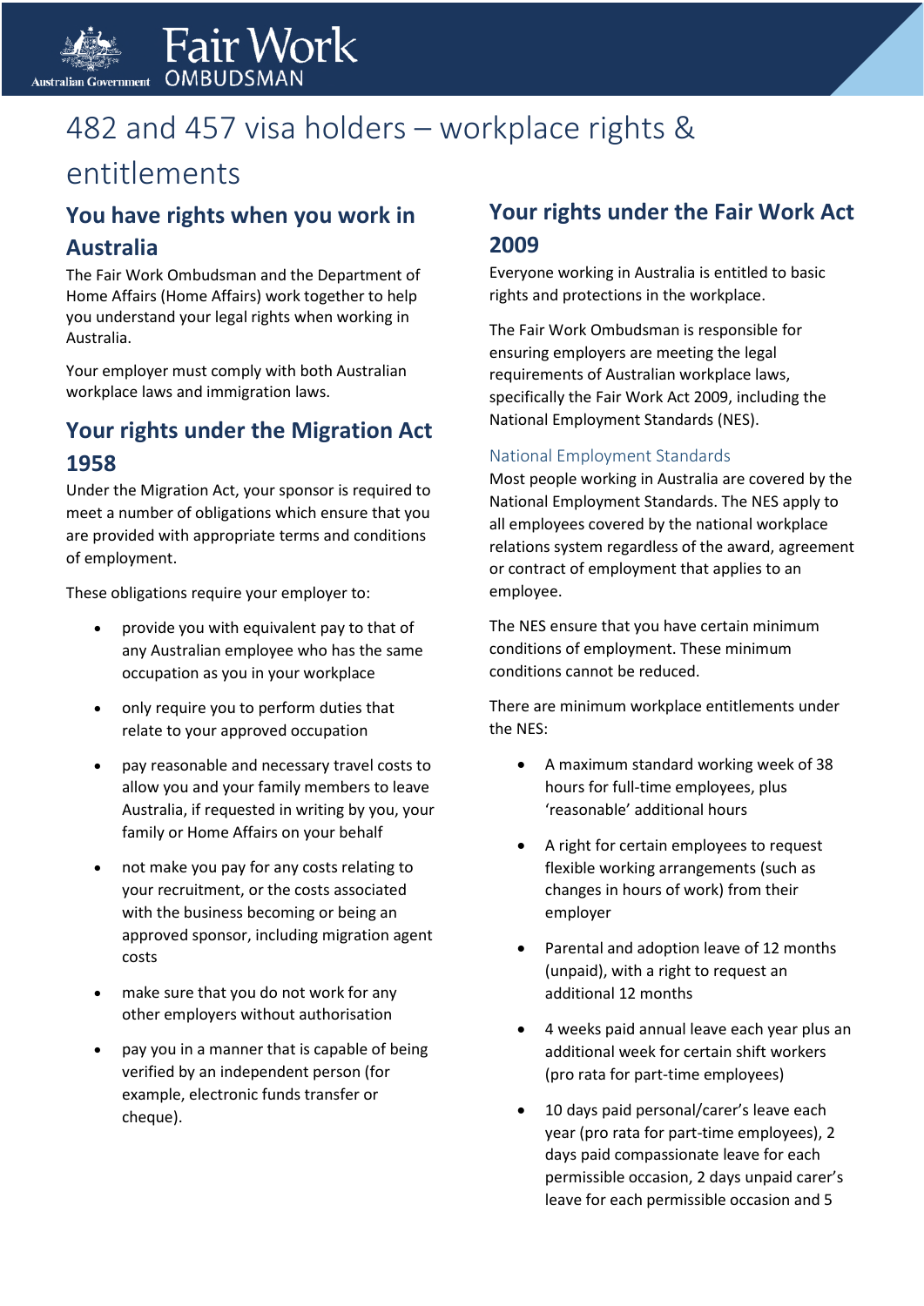# 482 and 457 visa holders – workplace rights & entitlements

## You have rights when you work in Australia

The Fair Work Ombudsman and the Department of Home Affairs (Home Affairs) work together to help you understand your legal rights when working in Australia.

Your employer must comply with both Australian workplace laws and immigration laws.

## Your rights under the Migration Act 1958

Under the Migration Act, your sponsor is required to meet a number of obligations which ensure that you are provided with appropriate terms and conditions of employment.

These obligations require your employer to:

- provide you with equivalent pay to that of any Australian employee who has the same occupation as you in your workplace
- only require you to perform duties that relate to your approved occupation
- pay reasonable and necessary travel costs to allow you and your family members to leave Australia, if requested in writing by you, your family or Home Affairs on your behalf
- not make you pay for any costs relating to your recruitment, or the costs associated with the business becoming or being an approved sponsor, including migration agent costs
- make sure that you do not work for any other employers without authorisation
- pay you in a manner that is capable of being verified by an independent person (for example, electronic funds transfer or cheque).

## Your rights under the Fair Work Act 2009

Everyone working in Australia is entitled to basic rights and protections in the workplace.

The Fair Work Ombudsman is responsible for ensuring employers are meeting the legal requirements of Australian workplace laws, specifically the Fair Work Act 2009, including the National Employment Standards (NES).

### National Employment Standards

Most people working in Australia are covered by the National Employment Standards. The NES apply to all employees covered by the national workplace relations system regardless of the award, agreement or contract of employment that applies to an employee.

The NES ensure that you have certain minimum conditions of employment. These minimum conditions cannot be reduced.

There are minimum workplace entitlements under the NES:

- A maximum standard working week of 38 hours for full-time employees, plus 'reasonable' additional hours
- A right for certain employees to request flexible working arrangements (such as changes in hours of work) from their employer
- Parental and adoption leave of 12 months (unpaid), with a right to request an additional 12 months
- 4 weeks paid annual leave each year plus an additional week for certain shift workers (pro rata for part-time employees)
- 10 days paid personal/carer's leave each year (pro rata for part-time employees), 2 days paid compassionate leave for each permissible occasion, 2 days unpaid carer's leave for each permissible occasion and 5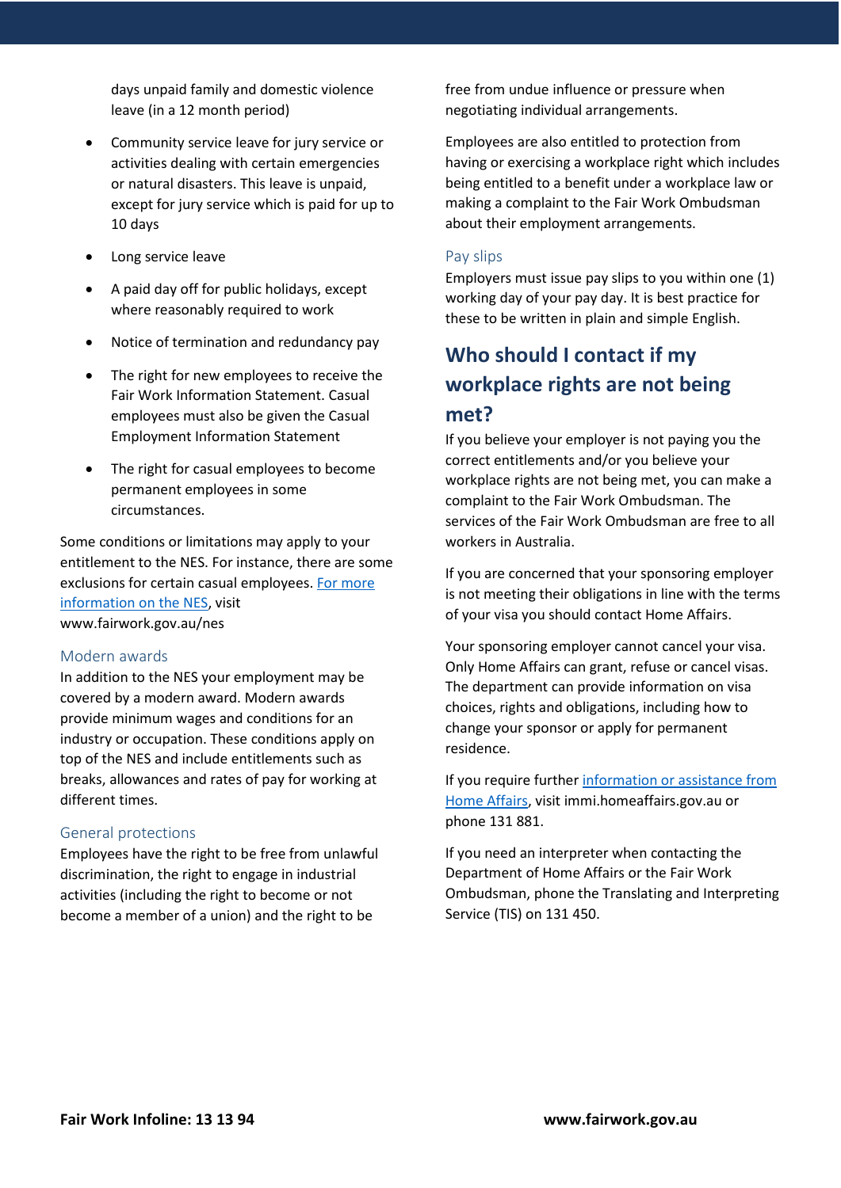days unpaid family and domestic violence leave (in a 12 month period)

- Community service leave for jury service or activities dealing with certain emergencies or natural disasters. This leave is unpaid, except for jury service which is paid for up to 10 days
- Long service leave
- A paid day off for public holidays, except where reasonably required to work
- Notice of termination and redundancy pay
- The right for new employees to receive the Fair Work Information Statement. Casual employees must also be given the Casual Employment Information Statement
- The right for casual employees to become permanent employees in some circumstances.

Some conditions or limitations may apply to your entitlement to the NES. For instance, there are some exclusions for certain casual employees. [For more information on the NES](www.fairwork.gov.au/nes), visit www.fairwork.gov.au/nes

### Modern awards

In addition to the NES your employment may be covered by a modern award. Modern awards provide minimum wages and conditions for an industry or occupation. These conditions apply on top of the NES and include entitlements such as breaks, allowances and rates of pay for working at different times.

### General protections

Employees have the right to be free from unlawful discrimination, the right to engage in industrial activities (including the right to become or not become a member of a union) and the right to be free from undue influence or pressure when negotiating individual arrangements.

Employees are also entitled to protection from having or exercising a workplace right which includes being entitled to a benefit under a workplace law or making a complaint to the Fair Work Ombudsman about their employment arrangements.

### Pay slips

Employers must issue pay slips to you within one (1) working day of your pay day. It is best practice for these to be written in plain and simple English.

## Who should I contact if my workplace rights are not being met?

If you believe your employer is not paying you the correct entitlements and/or you believe your workplace rights are not being met, you can make a complaint to the Fair Work Ombudsman. The services of the Fair Work Ombudsman are free to all workers in Australia.

If you are concerned that your sponsoring employer is not meeting their obligations in line with the terms of your visa you should contact Home Affairs.

Your sponsoring employer cannot cancel your visa. Only Home Affairs can grant, refuse or cancel visas. The department can provide information on visa choices, rights and obligations, including how to change your sponsor or apply for permanent residence.

If you require further [information or assistance from Home Affairs](immi.homeaffairs.gov.au), visit immi.homeaffairs.gov.au or phone 131 881.

If you need an interpreter when contacting the Department of Home Affairs or the Fair Work Ombudsman, phone the Translating and Interpreting Service (TIS) on 131 450.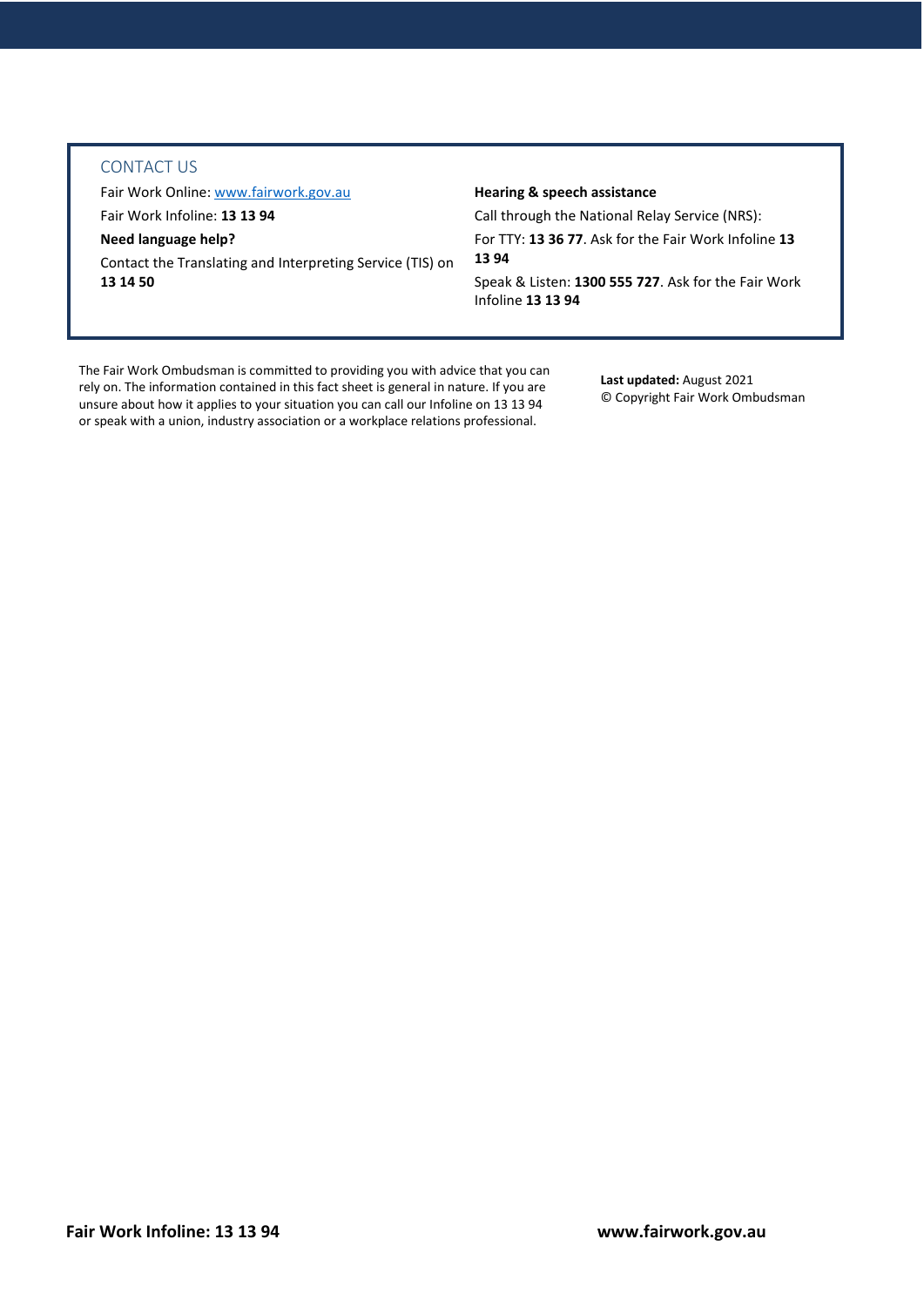## CONTACT US

Fair Work Online: [www.fairwork.gov.au](http://www.fairwork.gov.au)

Fair Work Infoline: **13 13 94**

**Need language help?**

Contact the Translating and Interpreting Service (TIS) on **13 14 50**

**Hearing & speech assistance**

Call through the National Relay Service (NRS):

For TTY: **13 36 77**. Ask for the Fair Work Infoline **13 13 94**

Speak & Listen: **1300 555 727**. Ask for the Fair Work Infoline **13 13 94**

The Fair Work Ombudsman is committed to providing you with advice that you can rely on. The information contained in this fact sheet is general in nature. If you are unsure about how it applies to your situation you can call our Infoline on 13 13 94 or speak with a union, industry association or a workplace relations professional.

**Last updated:** August 2021
© Copyright Fair Work Ombudsman